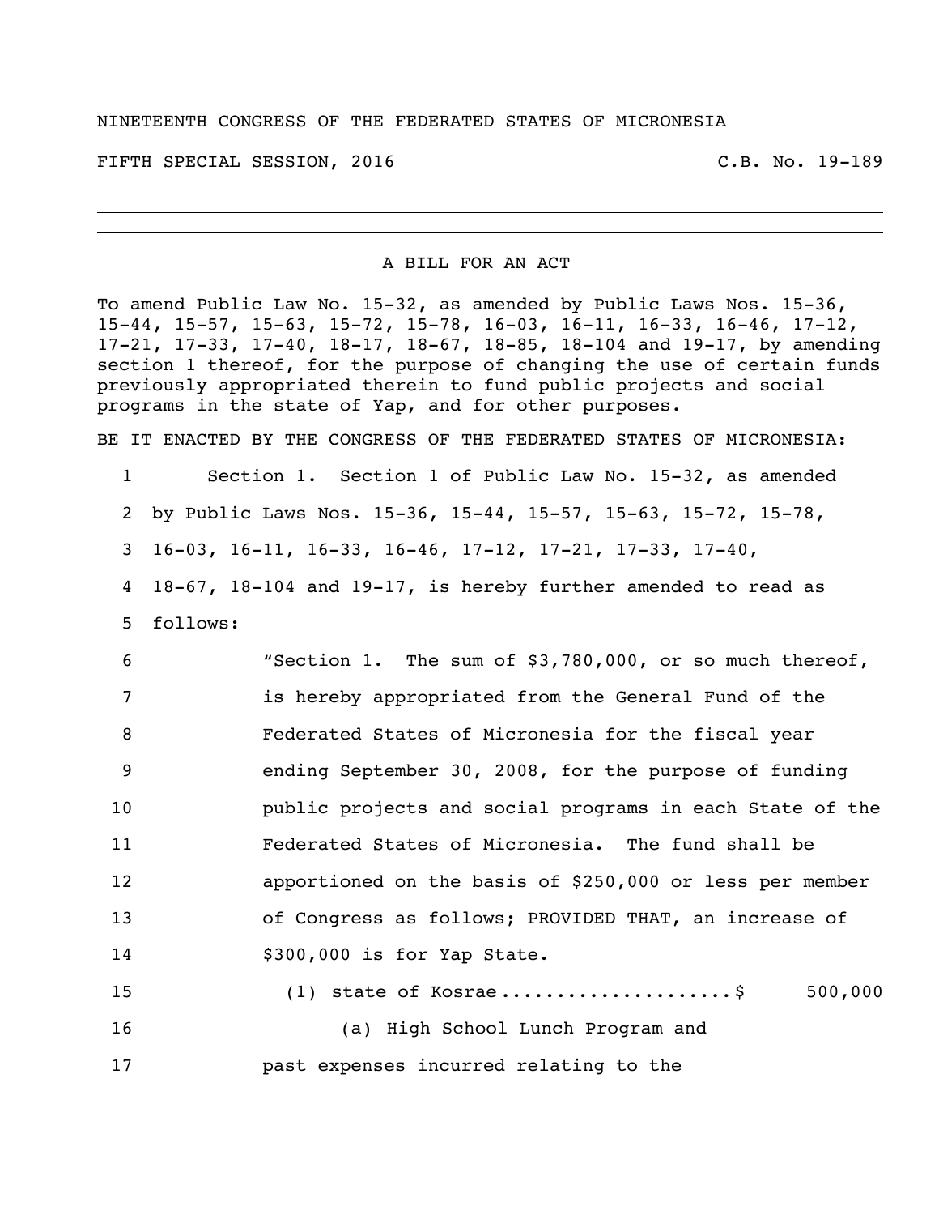NINETEENTH CONGRESS OF THE FEDERATED STATES OF MICRONESIA

FIFTH SPECIAL SESSION, 2016 C.B. No. 19-189

---

A BILL FOR AN ACT

To amend Public Law No. 15-32, as amended by Public Laws Nos. 15-36, 15-44, 15-57, 15-63, 15-72, 15-78, 16-03, 16-11, 16-33, 16-46, 17-12, 17-21, 17-33, 17-40, 18-17, 18-67, 18-85, 18-104 and 19-17, by amending section 1 thereof, for the purpose of changing the use of certain funds previously appropriated therein to fund public projects and social programs in the state of Yap, and for other purposes.

BE IT ENACTED BY THE CONGRESS OF THE FEDERATED STATES OF MICRONESIA:

1 Section 1. Section 1 of Public Law No. 15-32, as amended
2 by Public Laws Nos. 15-36, 15-44, 15-57, 15-63, 15-72, 15-78,
3 16-03, 16-11, 16-33, 16-46, 17-12, 17-21, 17-33, 17-40,
4 18-67, 18-104 and 19-17, is hereby further amended to read as
5 follows:

6 "Section 1. The sum of $3,780,000, or so much thereof,
7 is hereby appropriated from the General Fund of the
8 Federated States of Micronesia for the fiscal year
9 ending September 30, 2008, for the purpose of funding
10 public projects and social programs in each State of the
11 Federated States of Micronesia. The fund shall be
12 apportioned on the basis of $250,000 or less per member
13 of Congress as follows; PROVIDED THAT, an increase of
14 $300,000 is for Yap State.

15 (1) state of Kosrae....................$ 500,000

16 (a) High School Lunch Program and
17 past expenses incurred relating to the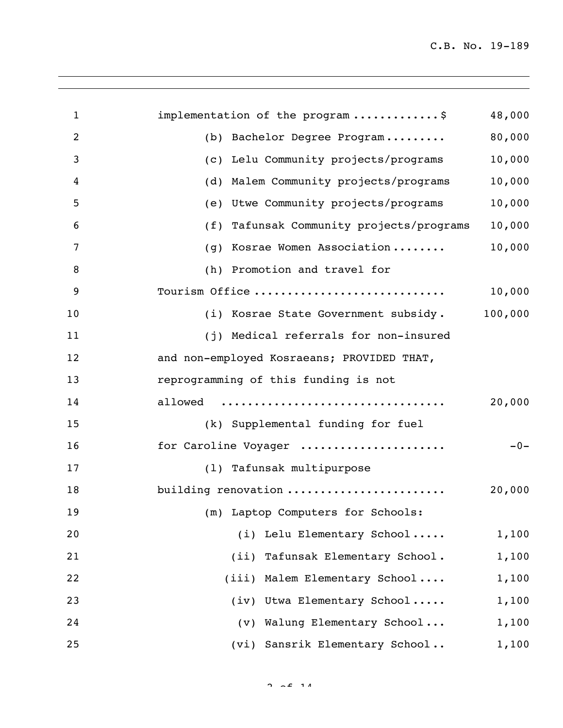implementation of the program ............$ 48,000

(b) Bachelor Degree Program......... 80,000

(c) Lelu Community projects/programs 10,000

(d) Malem Community projects/programs 10,000

(e) Utwe Community projects/programs 10,000

(f) Tafunsak Community projects/programs 10,000

(g) Kosrae Women Association........ 10,000

(h) Promotion and travel for Tourism Office ............................ 10,000

(i) Kosrae State Government subsidy. 100,000

(j) Medical referrals for non-insured and non-employed Kosraeans; PROVIDED THAT, reprogramming of this funding is not allowed ................................ 20,000

(k) Supplemental funding for fuel for Caroline Voyager ..................... -0-

(l) Tafunsak multipurpose building renovation ....................... 20,000

(m) Laptop Computers for Schools:

(i) Lelu Elementary School..... 1,100

(ii) Tafunsak Elementary School. 1,100

(iii) Malem Elementary School.... 1,100

(iv) Utwa Elementary School..... 1,100

(v) Walung Elementary School... 1,100

(vi) Sansrik Elementary School.. 1,100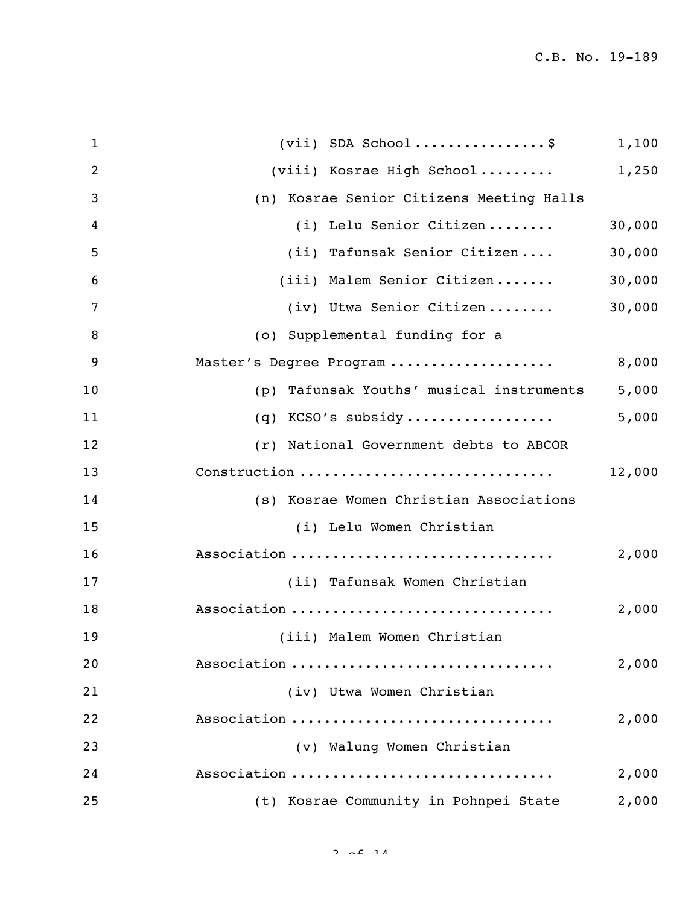(vii) SDA School................$ 1,100

(viii) Kosrae High School......... 1,250

(n) Kosrae Senior Citizens Meeting Halls

(i) Lelu Senior Citizen........ 30,000

(ii) Tafunsak Senior Citizen.... 30,000

(iii) Malem Senior Citizen....... 30,000

(iv) Utwa Senior Citizen........ 30,000

(o) Supplemental funding for a Master's Degree Program.................... 8,000

(p) Tafunsak Youths' musical instruments 5,000

(q) KCSO's subsidy.................. 5,000

(r) National Government debts to ABCOR Construction.............................. 12,000

(s) Kosrae Women Christian Associations

(i) Lelu Women Christian Association............................... 2,000

(ii) Tafunsak Women Christian Association............................... 2,000

(iii) Malem Women Christian Association............................... 2,000

(iv) Utwa Women Christian Association............................... 2,000

(v) Walung Women Christian Association............................... 2,000

(t) Kosrae Community in Pohnpei State 2,000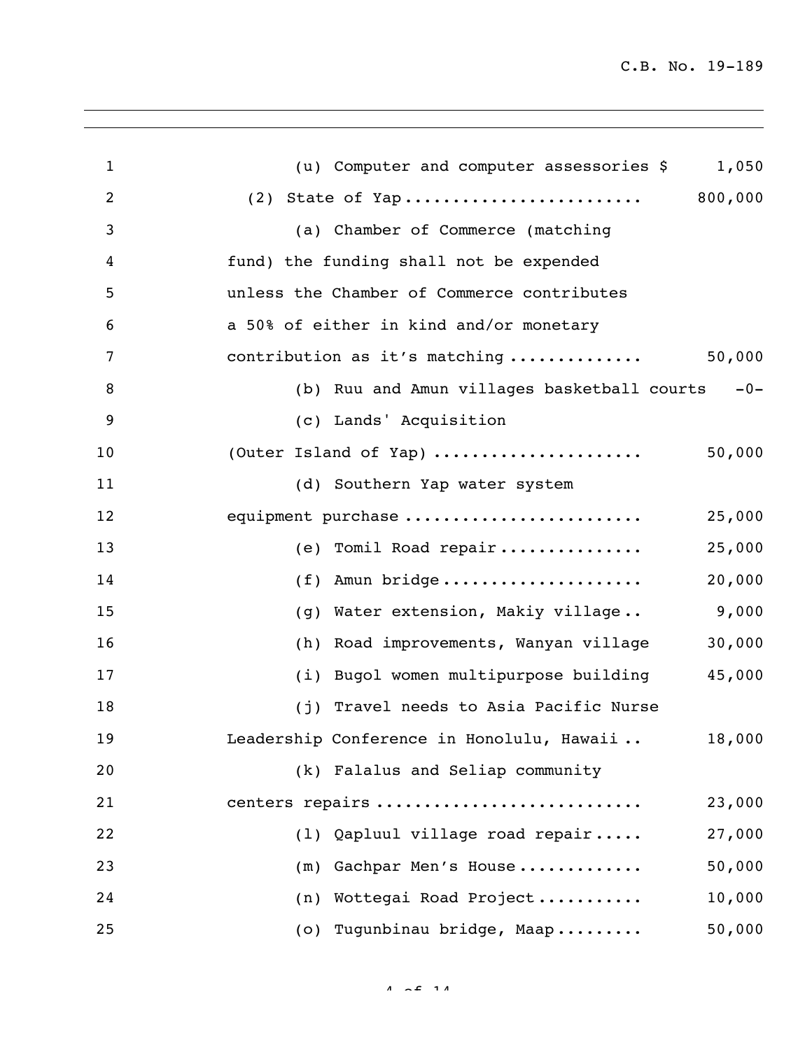(u) Computer and computer assessories $ 1,050

(2) State of Yap........................ 800,000

(a) Chamber of Commerce (matching fund) the funding shall not be expended unless the Chamber of Commerce contributes a 50% of either in kind and/or monetary contribution as it's matching ............. 50,000

(b) Ruu and Amun villages basketball courts -0-

(c) Lands' Acquisition (Outer Island of Yap) ..................... 50,000

(d) Southern Yap water system equipment purchase ........................ 25,000

(e) Tomil Road repair............... 25,000

(f) Amun bridge.................... 20,000

(g) Water extension, Makiy village.. 9,000

(h) Road improvements, Wanyan village 30,000

(i) Bugol women multipurpose building 45,000

(j) Travel needs to Asia Pacific Nurse Leadership Conference in Honolulu, Hawaii .. 18,000

(k) Falalus and Seliap community centers repairs .......................... 23,000

(l) Qapluul village road repair..... 27,000

(m) Gachpar Men's House............ 50,000

(n) Wottegai Road Project........... 10,000

(o) Tugunbinau bridge, Maap......... 50,000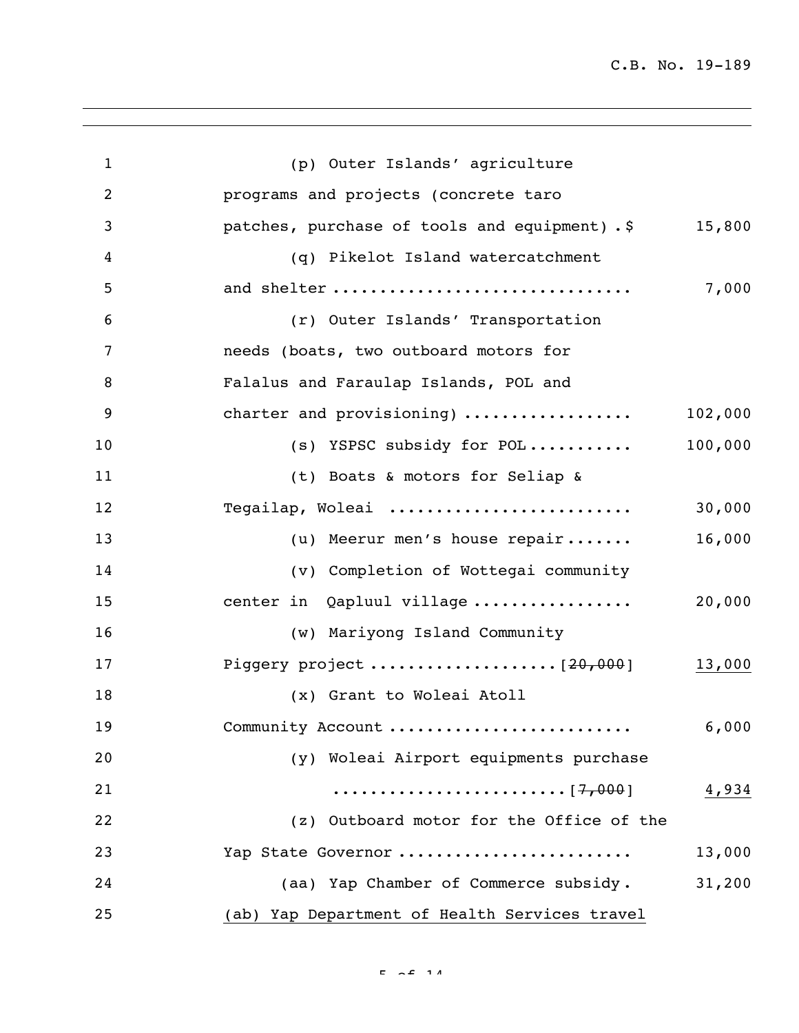(p) Outer Islands' agriculture programs and projects (concrete taro patches, purchase of tools and equipment) .$ 15,800

(q) Pikelot Island watercatchment and shelter ............................... 7,000

(r) Outer Islands' Transportation needs (boats, two outboard motors for Falalus and Faraulap Islands, POL and charter and provisioning) ................. 102,000

(s) YSPSC subsidy for POL........... 100,000

(t) Boats & motors for Seliap & Tegailap, Woleai ......................... 30,000

(u) Meerur men's house repair....... 16,000

(v) Completion of Wottegai community center in Qapluul village ................ 20,000

(w) Mariyong Island Community Piggery project ...................[~~20,000~~] <u>13,000</u>

(x) Grant to Woleai Atoll Community Account ......................... 6,000

(y) Woleai Airport equipments purchase ........................[~~7,000~~] <u>4,934</u>

(z) Outboard motor for the Office of the Yap State Governor ....................... 13,000

(aa) Yap Chamber of Commerce subsidy. 31,200

<u>(ab) Yap Department of Health Services travel</u>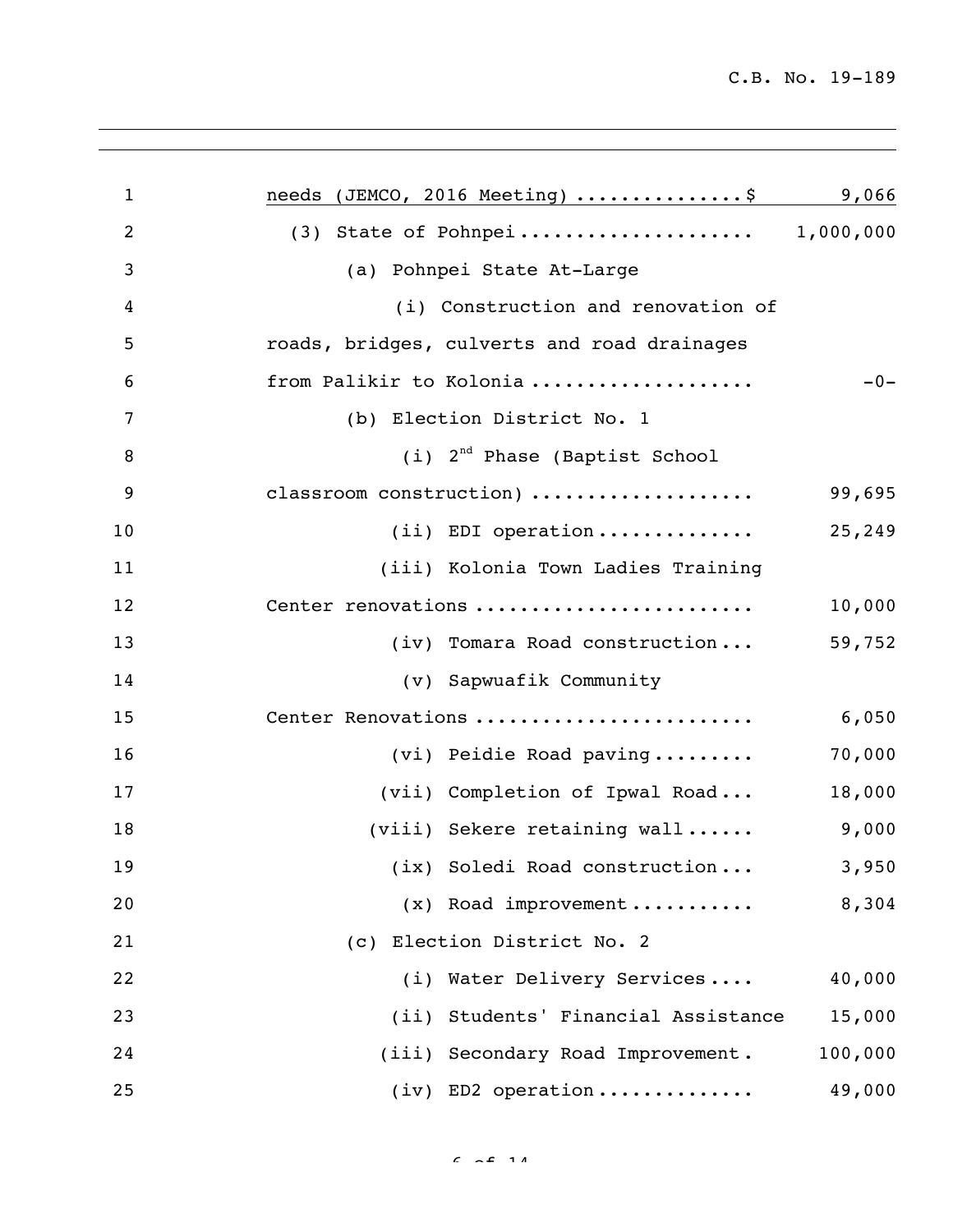needs (JEMCO, 2016 Meeting) ..............$ 9,066

(3) State of Pohnpei .................... 1,000,000

(a) Pohnpei State At-Large

(i) Construction and renovation of roads, bridges, culverts and road drainages from Palikir to Kolonia .................. -0-

(b) Election District No. 1

(i) 2nd Phase (Baptist School classroom construction) .................. 99,695

(ii) EDI operation ............. 25,249

(iii) Kolonia Town Ladies Training Center renovations ....................... 10,000

(iv) Tomara Road construction ... 59,752

(v) Sapwuafik Community Center Renovations ....................... 6,050

(vi) Peidie Road paving ......... 70,000

(vii) Completion of Ipwal Road ... 18,000

(viii) Sekere retaining wall ...... 9,000

(ix) Soledi Road construction ... 3,950

(x) Road improvement .......... 8,304

(c) Election District No. 2

(i) Water Delivery Services .... 40,000

(ii) Students' Financial Assistance 15,000

(iii) Secondary Road Improvement . 100,000

(iv) ED2 operation ............. 49,000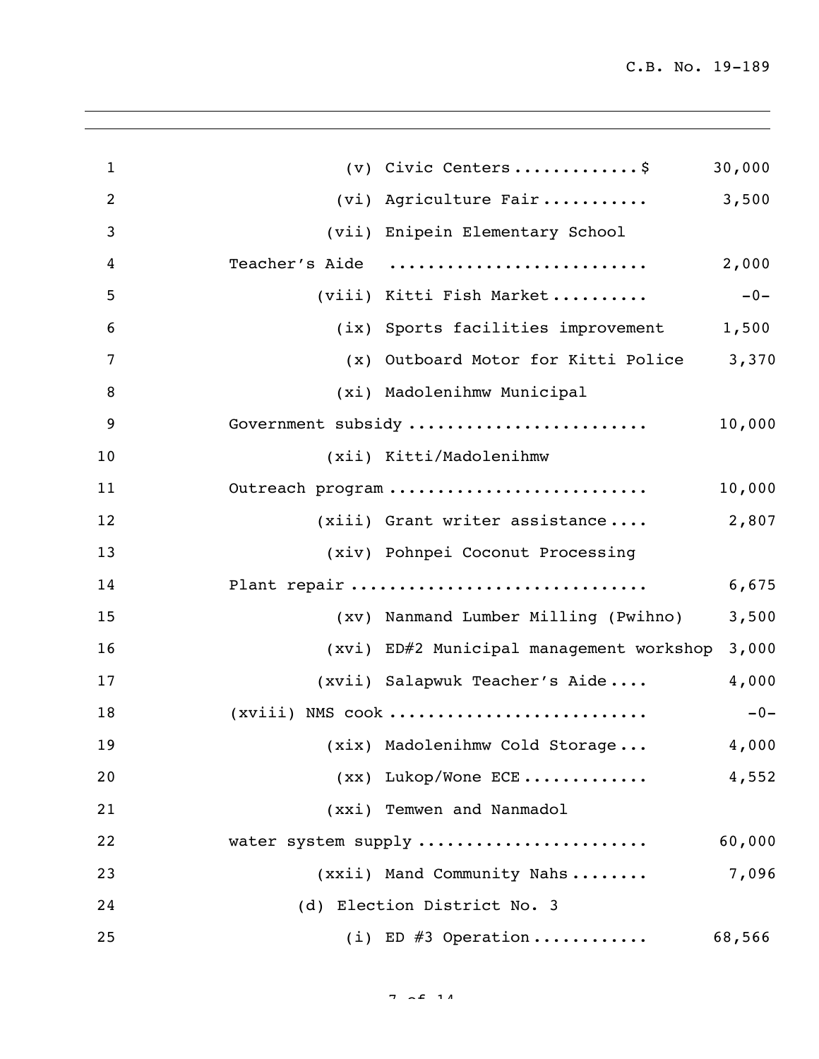(v) Civic Centers............$ 30,000

(vi) Agriculture Fair........... 3,500

(vii) Enipein Elementary School Teacher's Aide .......................... 2,000

(viii) Kitti Fish Market.......... -0-

(ix) Sports facilities improvement 1,500

(x) Outboard Motor for Kitti Police 3,370

(xi) Madolenihmw Municipal Government subsidy ........................ 10,000

(xii) Kitti/Madolenihmw Outreach program .......................... 10,000

(xiii) Grant writer assistance.... 2,807

(xiv) Pohnpei Coconut Processing Plant repair ............................. 6,675

(xv) Nanmand Lumber Milling (Pwihno) 3,500

(xvi) ED#2 Municipal management workshop 3,000

(xvii) Salapwuk Teacher's Aide.... 4,000

(xviii) NMS cook .......................... -0-

(xix) Madolenihmw Cold Storage... 4,000

(xx) Lukop/Wone ECE............. 4,552

(xxi) Temwen and Nanmadol water system supply ....................... 60,000

(xxii) Mand Community Nahs........ 7,096

(d) Election District No. 3

(i) ED #3 Operation........... 68,566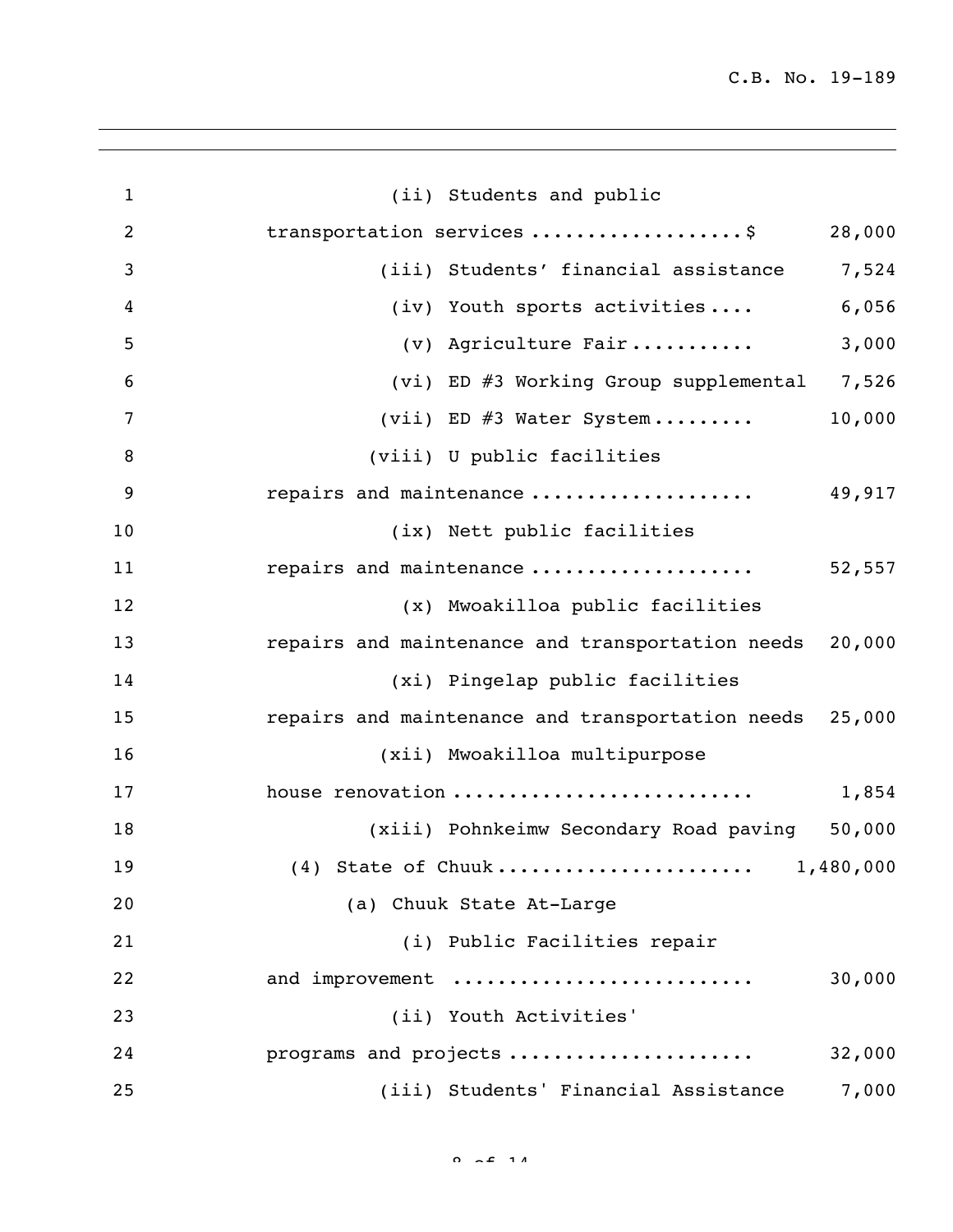(ii) Students and public transportation services ..................$ 28,000

(iii) Students' financial assistance 7,524

(iv) Youth sports activities.... 6,056

(v) Agriculture Fair........... 3,000

(vi) ED #3 Working Group supplemental 7,526

(vii) ED #3 Water System......... 10,000

(viii) U public facilities repairs and maintenance .................... 49,917

(ix) Nett public facilities repairs and maintenance .................... 52,557

(x) Mwoakilloa public facilities repairs and maintenance and transportation needs 20,000

(xi) Pingelap public facilities repairs and maintenance and transportation needs 25,000

(xii) Mwoakilloa multipurpose house renovation .......................... 1,854

(xiii) Pohnkeimw Secondary Road paving 50,000

(4) State of Chuuk...................... 1,480,000

(a) Chuuk State At-Large

(i) Public Facilities repair and improvement ......................... 30,000

(ii) Youth Activities' programs and projects ..................... 32,000

(iii) Students' Financial Assistance 7,000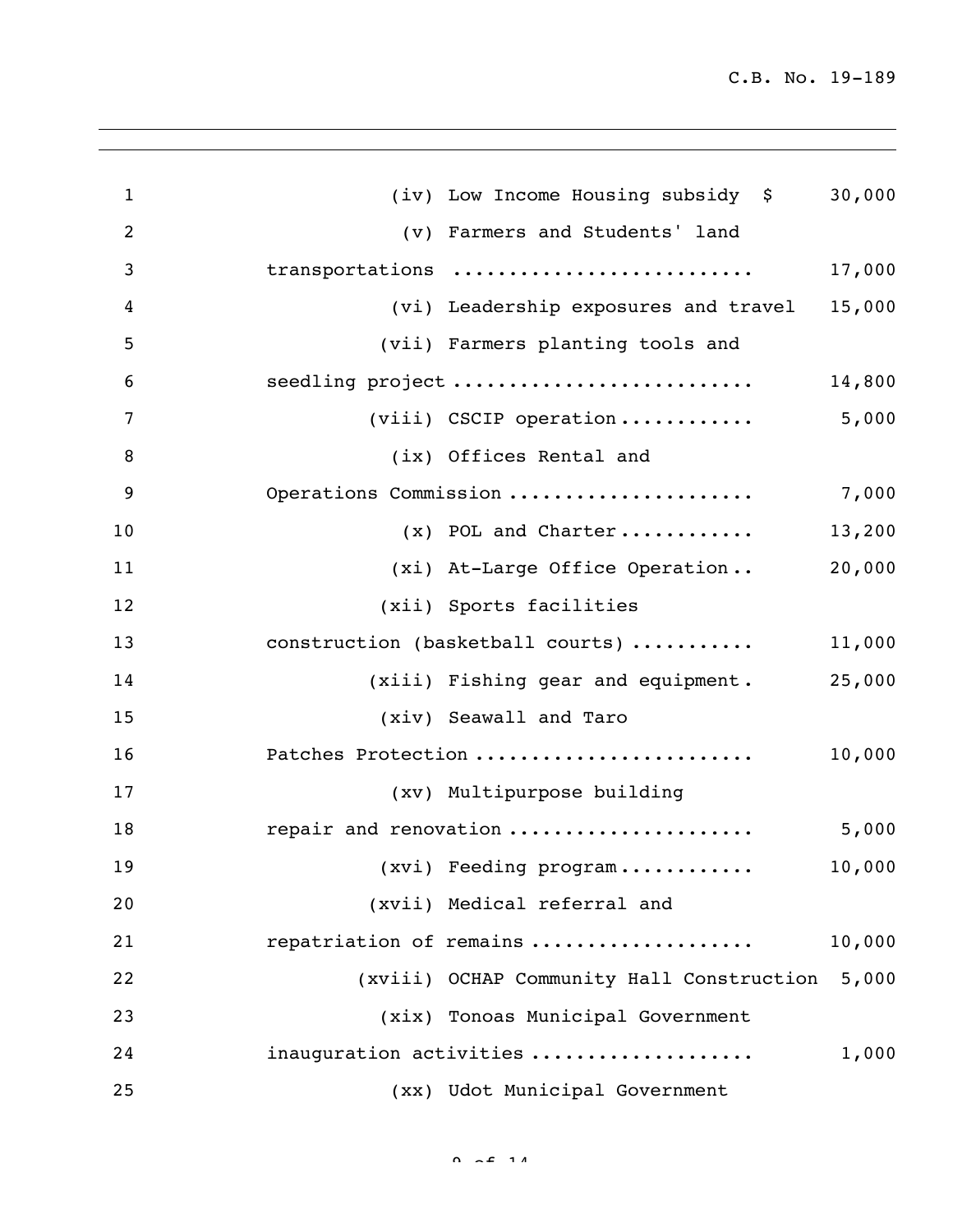| Item | Amount |
| --- | --- |
| (iv) Low Income Housing subsidy | $ 30,000 |
| (v) Farmers and Students' land transportations | 17,000 |
| (vi) Leadership exposures and travel | 15,000 |
| (vii) Farmers planting tools and seedling project | 14,800 |
| (viii) CSCIP operation | 5,000 |
| (ix) Offices Rental and Operations Commission | 7,000 |
| (x) POL and Charter | 13,200 |
| (xi) At-Large Office Operation | 20,000 |
| (xii) Sports facilities construction (basketball courts) | 11,000 |
| (xiii) Fishing gear and equipment | 25,000 |
| (xiv) Seawall and Taro Patches Protection | 10,000 |
| (xv) Multipurpose building repair and renovation | 5,000 |
| (xvi) Feeding program | 10,000 |
| (xvii) Medical referral and repatriation of remains | 10,000 |
| (xviii) OCHAP Community Hall Construction | 5,000 |
| (xix) Tonoas Municipal Government inauguration activities | 1,000 |
| (xx) Udot Municipal Government | |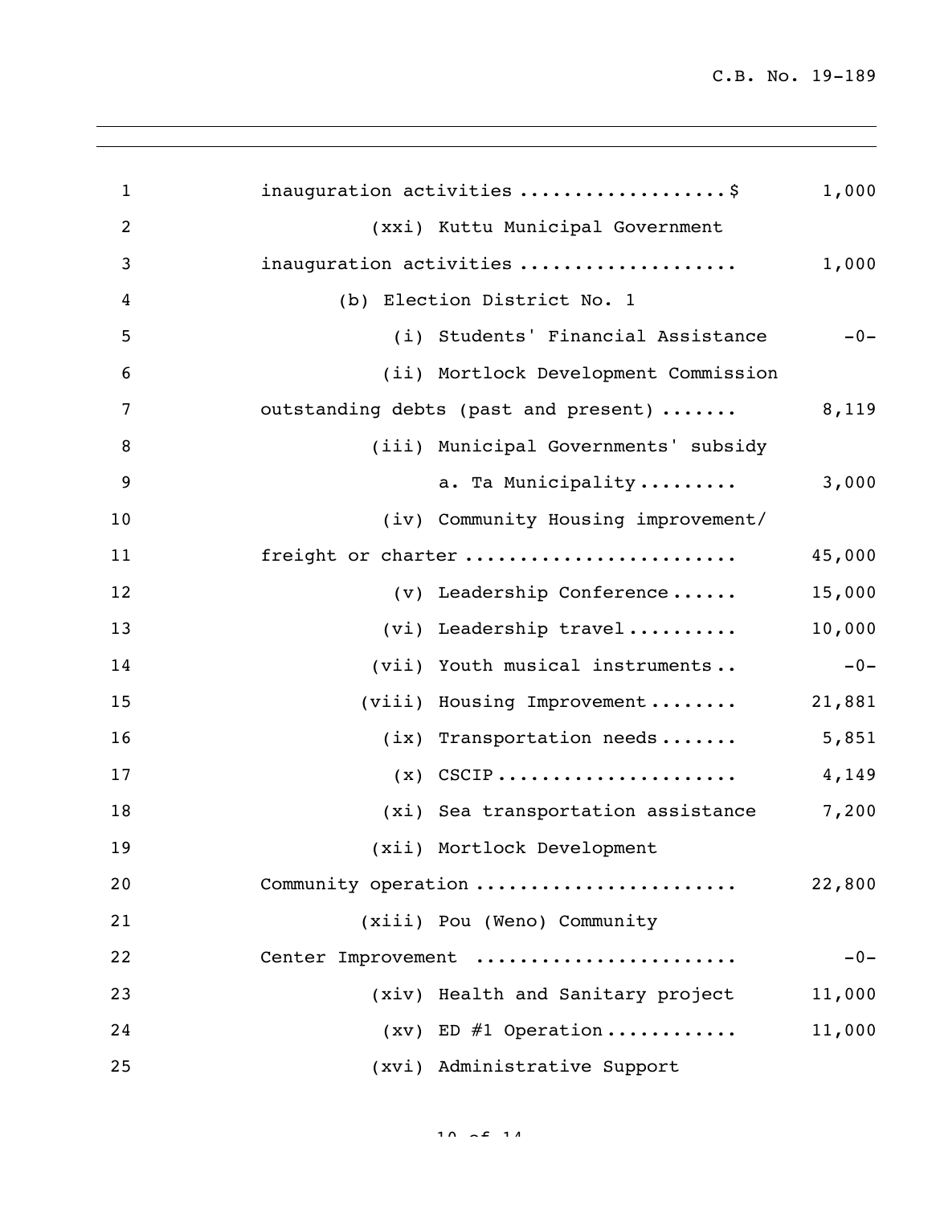inauguration activities ..................$ 1,000

(xxi) Kuttu Municipal Government inauguration activities .................... 1,000

(b) Election District No. 1

(i) Students' Financial Assistance -0-

(ii) Mortlock Development Commission outstanding debts (past and present) ....... 8,119

(iii) Municipal Governments' subsidy

a. Ta Municipality......... 3,000

(iv) Community Housing improvement/ freight or charter ........................ 45,000

(v) Leadership Conference...... 15,000

(vi) Leadership travel.......... 10,000

(vii) Youth musical instruments.. -0-

(viii) Housing Improvement........ 21,881

(ix) Transportation needs....... 5,851

(x) CSCIP..................... 4,149

(xi) Sea transportation assistance 7,200

(xii) Mortlock Development Community operation ....................... 22,800

(xiii) Pou (Weno) Community Center Improvement ...................... -0-

(xiv) Health and Sanitary project 11,000

(xv) ED #1 Operation........... 11,000

(xvi) Administrative Support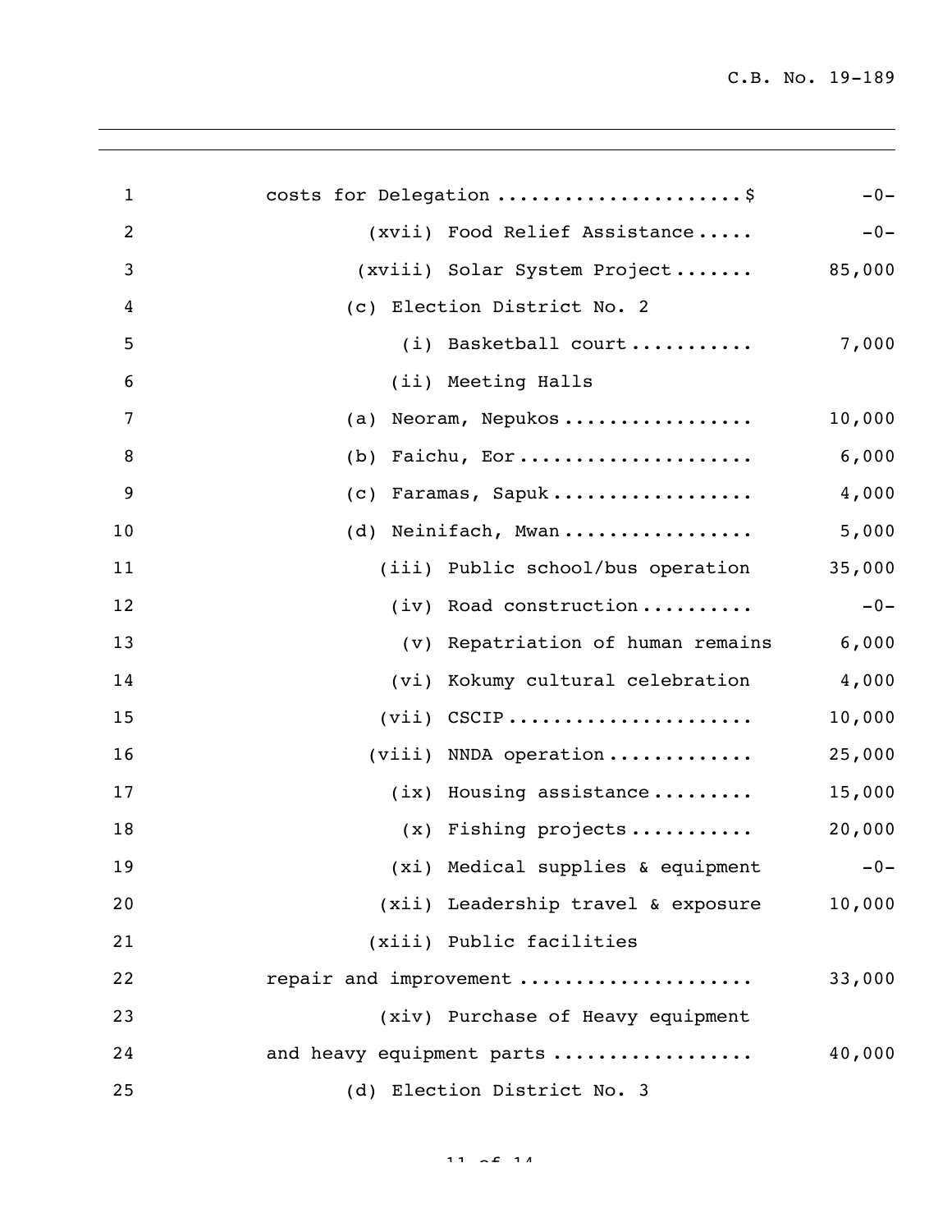costs for Delegation ......................$ -0-

(xvii) Food Relief Assistance..... -0-

(xviii) Solar System Project....... 85,000

(c) Election District No. 2

(i) Basketball court........... 7,000

(ii) Meeting Halls

(a) Neoram, Nepukos................. 10,000

(b) Faichu, Eor..................... 6,000

(c) Faramas, Sapuk.................. 4,000

(d) Neinifach, Mwan................. 5,000

(iii) Public school/bus operation 35,000

(iv) Road construction.......... -0-

(v) Repatriation of human remains 6,000

(vi) Kokumy cultural celebration 4,000

(vii) CSCIP...................... 10,000

(viii) NNDA operation............. 25,000

(ix) Housing assistance......... 15,000

(x) Fishing projects........... 20,000

(xi) Medical supplies & equipment -0-

(xii) Leadership travel & exposure 10,000

(xiii) Public facilities
repair and improvement .................... 33,000

(xiv) Purchase of Heavy equipment
and heavy equipment parts ................. 40,000

(d) Election District No. 3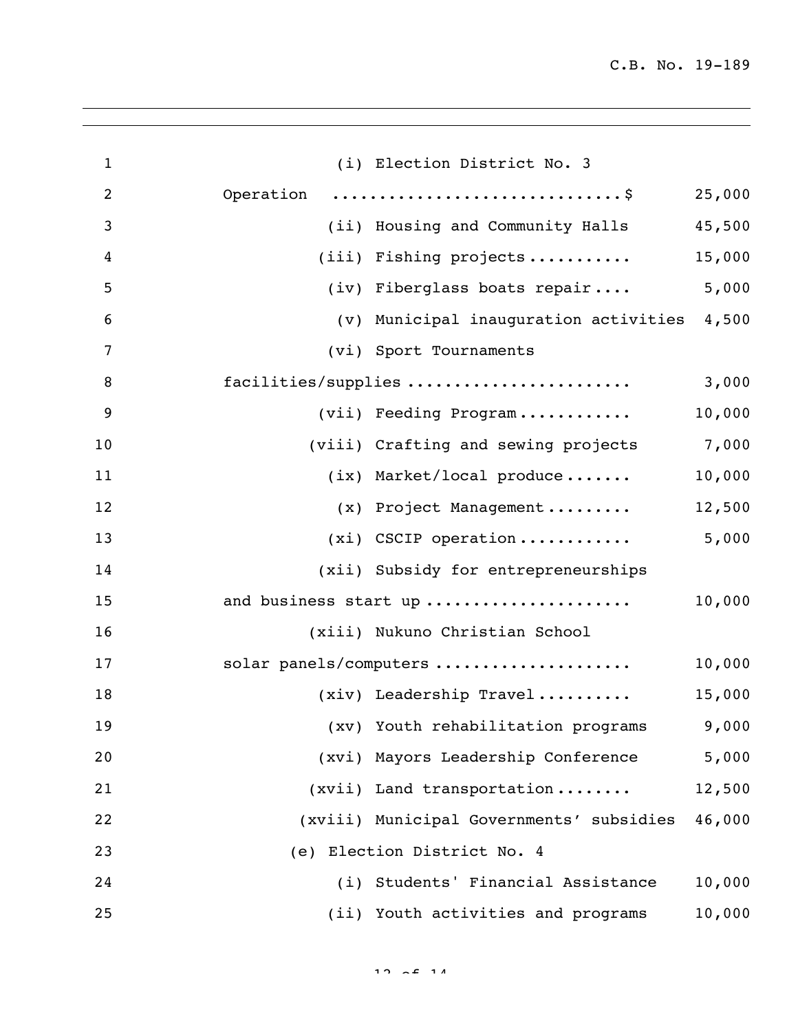(i) Election District No. 3 Operation ..............................$ 25,000

(ii) Housing and Community Halls 45,500

(iii) Fishing projects........... 15,000

(iv) Fiberglass boats repair.... 5,000

(v) Municipal inauguration activities 4,500

(vi) Sport Tournaments facilities/supplies ....................... 3,000

(vii) Feeding Program............ 10,000

(viii) Crafting and sewing projects 7,000

(ix) Market/local produce....... 10,000

(x) Project Management......... 12,500

(xi) CSCIP operation............ 5,000

(xii) Subsidy for entrepreneurships and business start up ..................... 10,000

(xiii) Nukuno Christian School solar panels/computers .................... 10,000

(xiv) Leadership Travel.......... 15,000

(xv) Youth rehabilitation programs 9,000

(xvi) Mayors Leadership Conference 5,000

(xvii) Land transportation........ 12,500

(xviii) Municipal Governments' subsidies 46,000

(e) Election District No. 4

(i) Students' Financial Assistance 10,000

(ii) Youth activities and programs 10,000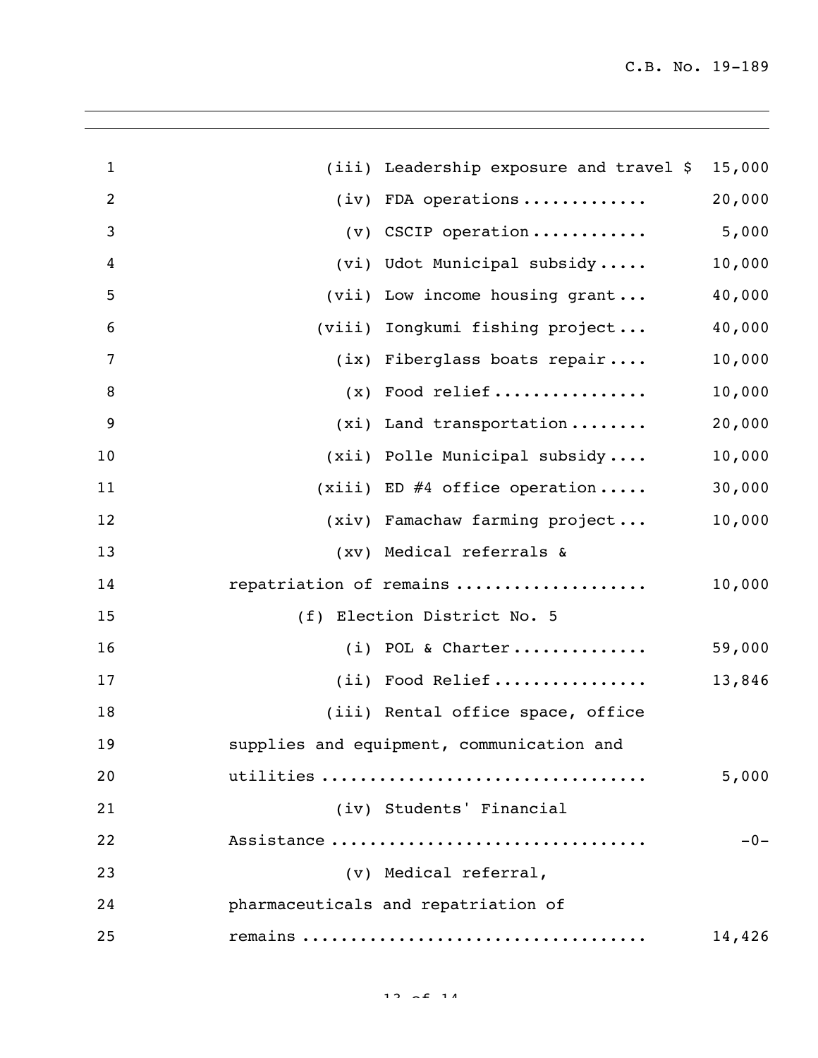(iii) Leadership exposure and travel $ 15,000

(iv) FDA operations ............ 20,000

(v) CSCIP operation ........... 5,000

(vi) Udot Municipal subsidy ..... 10,000

(vii) Low income housing grant ... 40,000

(viii) Iongkumi fishing project ... 40,000

(ix) Fiberglass boats repair .... 10,000

(x) Food relief ................ 10,000

(xi) Land transportation ........ 20,000

(xii) Polle Municipal subsidy .... 10,000

(xiii) ED #4 office operation ..... 30,000

(xiv) Famachaw farming project ... 10,000

(xv) Medical referrals & repatriation of remains ................... 10,000

(f) Election District No. 5

(i) POL & Charter ............. 59,000

(ii) Food Relief ................ 13,846

(iii) Rental office space, office supplies and equipment, communication and utilities ................................ 5,000

(iv) Students' Financial Assistance ............................... -0-

(v) Medical referral, pharmaceuticals and repatriation of remains .................................. 14,426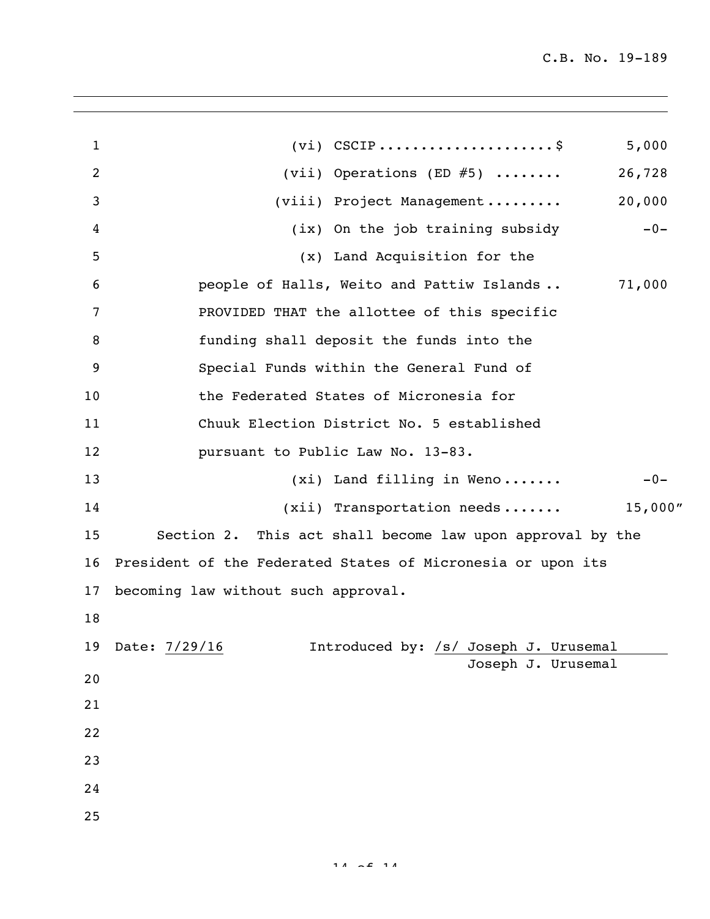(vi) CSCIP....................$ 5,000

(vii) Operations (ED #5) ........ 26,728

(viii) Project Management......... 20,000

(ix) On the job training subsidy -0-

(x) Land Acquisition for the people of Halls, Weito and Pattiw Islands .. 71,000

PROVIDED THAT the allottee of this specific funding shall deposit the funds into the Special Funds within the General Fund of the Federated States of Micronesia for Chuuk Election District No. 5 established pursuant to Public Law No. 13-83.

(xi) Land filling in Weno....... -0-

(xii) Transportation needs....... 15,000"

Section 2. This act shall become law upon approval by the President of the Federated States of Micronesia or upon its becoming law without such approval.

Date: 7/29/16 Introduced by: /s/ Joseph J. Urusemal

Joseph J. Urusemal